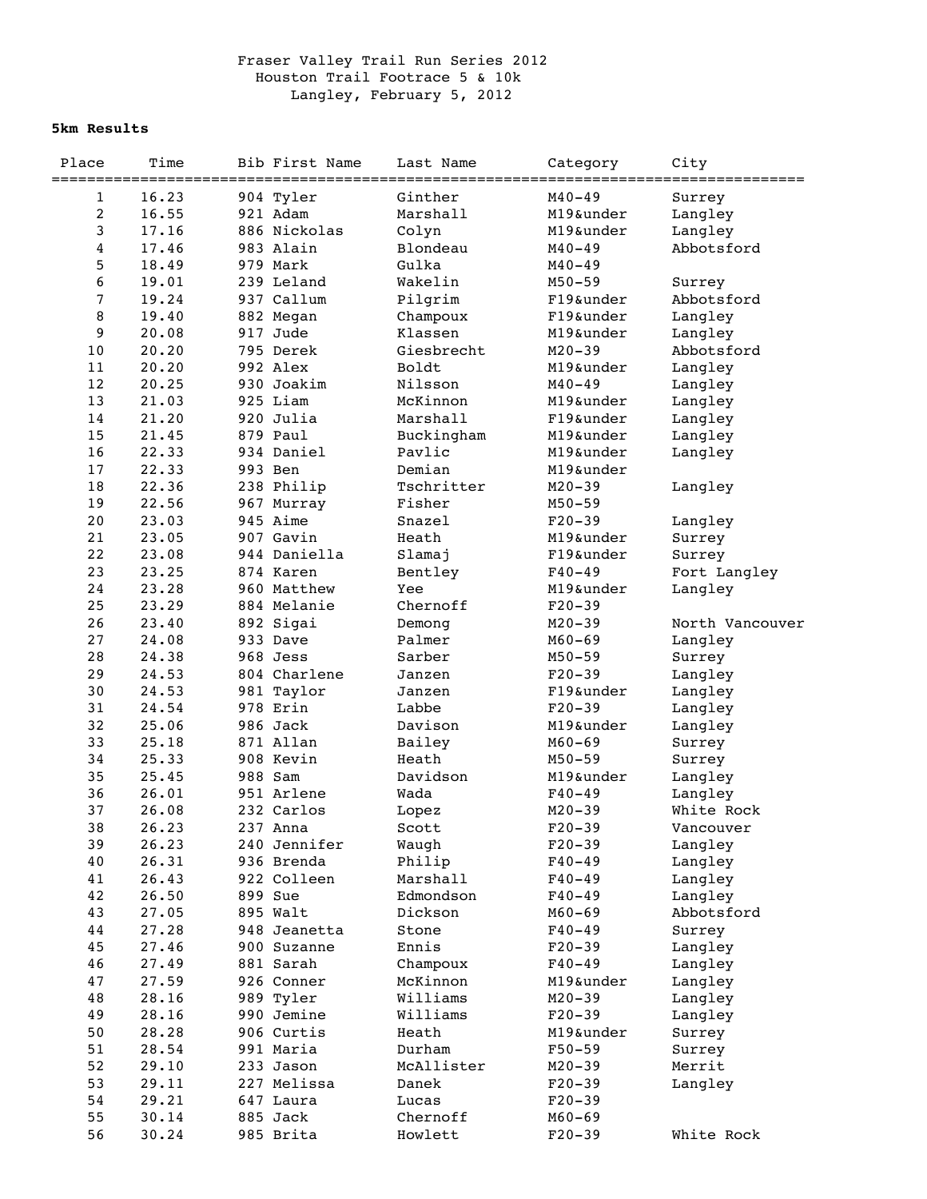# Fraser Valley Trail Run Series 2012
## Houston Trail Footrace 5 & 10k
### Langley, February 5, 2012

**5km Results**

| Place | Time | Bib | First Name | Last Name | Category | City |
|---|---|---|---|---|---|---|
| 1 | 16.23 | 904 | Tyler | Ginther | M40-49 | Surrey |
| 2 | 16.55 | 921 | Adam | Marshall | M19&under | Langley |
| 3 | 17.16 | 886 | Nickolas | Colyn | M19&under | Langley |
| 4 | 17.46 | 983 | Alain | Blondeau | M40-49 | Abbotsford |
| 5 | 18.49 | 979 | Mark | Gulka | M40-49 | |
| 6 | 19.01 | 239 | Leland | Wakelin | M50-59 | Surrey |
| 7 | 19.24 | 937 | Callum | Pilgrim | F19&under | Abbotsford |
| 8 | 19.40 | 882 | Megan | Champoux | F19&under | Langley |
| 9 | 20.08 | 917 | Jude | Klassen | M19&under | Langley |
| 10 | 20.20 | 795 | Derek | Giesbrecht | M20-39 | Abbotsford |
| 11 | 20.20 | 992 | Alex | Boldt | M19&under | Langley |
| 12 | 20.25 | 930 | Joakim | Nilsson | M40-49 | Langley |
| 13 | 21.03 | 925 | Liam | McKinnon | M19&under | Langley |
| 14 | 21.20 | 920 | Julia | Marshall | F19&under | Langley |
| 15 | 21.45 | 879 | Paul | Buckingham | M19&under | Langley |
| 16 | 22.33 | 934 | Daniel | Pavlic | M19&under | Langley |
| 17 | 22.33 | 993 | Ben | Demian | M19&under | |
| 18 | 22.36 | 238 | Philip | Tschritter | M20-39 | Langley |
| 19 | 22.56 | 967 | Murray | Fisher | M50-59 | |
| 20 | 23.03 | 945 | Aime | Snazel | F20-39 | Langley |
| 21 | 23.05 | 907 | Gavin | Heath | M19&under | Surrey |
| 22 | 23.08 | 944 | Daniella | Slamaj | F19&under | Surrey |
| 23 | 23.25 | 874 | Karen | Bentley | F40-49 | Fort Langley |
| 24 | 23.28 | 960 | Matthew | Yee | M19&under | Langley |
| 25 | 23.29 | 884 | Melanie | Chernoff | F20-39 | |
| 26 | 23.40 | 892 | Sigai | Demong | M20-39 | North Vancouver |
| 27 | 24.08 | 933 | Dave | Palmer | M60-69 | Langley |
| 28 | 24.38 | 968 | Jess | Sarber | M50-59 | Surrey |
| 29 | 24.53 | 804 | Charlene | Janzen | F20-39 | Langley |
| 30 | 24.53 | 981 | Taylor | Janzen | F19&under | Langley |
| 31 | 24.54 | 978 | Erin | Labbe | F20-39 | Langley |
| 32 | 25.06 | 986 | Jack | Davison | M19&under | Langley |
| 33 | 25.18 | 871 | Allan | Bailey | M60-69 | Surrey |
| 34 | 25.33 | 908 | Kevin | Heath | M50-59 | Surrey |
| 35 | 25.45 | 988 | Sam | Davidson | M19&under | Langley |
| 36 | 26.01 | 951 | Arlene | Wada | F40-49 | Langley |
| 37 | 26.08 | 232 | Carlos | Lopez | M20-39 | White Rock |
| 38 | 26.23 | 237 | Anna | Scott | F20-39 | Vancouver |
| 39 | 26.23 | 240 | Jennifer | Waugh | F20-39 | Langley |
| 40 | 26.31 | 936 | Brenda | Philip | F40-49 | Langley |
| 41 | 26.43 | 922 | Colleen | Marshall | F40-49 | Langley |
| 42 | 26.50 | 899 | Sue | Edmondson | F40-49 | Langley |
| 43 | 27.05 | 895 | Walt | Dickson | M60-69 | Abbotsford |
| 44 | 27.28 | 948 | Jeanetta | Stone | F40-49 | Surrey |
| 45 | 27.46 | 900 | Suzanne | Ennis | F20-39 | Langley |
| 46 | 27.49 | 881 | Sarah | Champoux | F40-49 | Langley |
| 47 | 27.59 | 926 | Conner | McKinnon | M19&under | Langley |
| 48 | 28.16 | 989 | Tyler | Williams | M20-39 | Langley |
| 49 | 28.16 | 990 | Jemine | Williams | F20-39 | Langley |
| 50 | 28.28 | 906 | Curtis | Heath | M19&under | Surrey |
| 51 | 28.54 | 991 | Maria | Durham | F50-59 | Surrey |
| 52 | 29.10 | 233 | Jason | McAllister | M20-39 | Merrit |
| 53 | 29.11 | 227 | Melissa | Danek | F20-39 | Langley |
| 54 | 29.21 | 647 | Laura | Lucas | F20-39 | |
| 55 | 30.14 | 885 | Jack | Chernoff | M60-69 | |
| 56 | 30.24 | 985 | Brita | Howlett | F20-39 | White Rock |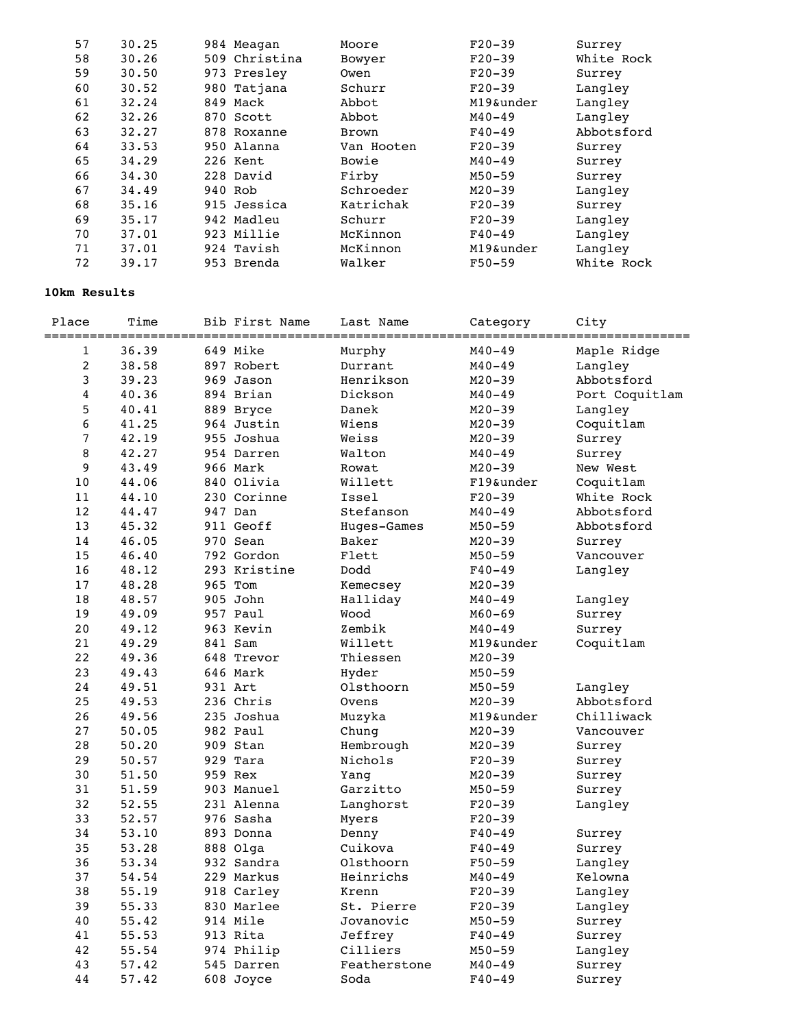| Place | Time | Bib First Name | Last Name | Category | City |
|---|---|---|---|---|---|
| 57 | 30.25 | 984 Meagan | Moore | F20-39 | Surrey |
| 58 | 30.26 | 509 Christina | Bowyer | F20-39 | White Rock |
| 59 | 30.50 | 973 Presley | Owen | F20-39 | Surrey |
| 60 | 30.52 | 980 Tatjana | Schurr | F20-39 | Langley |
| 61 | 32.24 | 849 Mack | Abbot | M19&under | Langley |
| 62 | 32.26 | 870 Scott | Abbot | M40-49 | Langley |
| 63 | 32.27 | 878 Roxanne | Brown | F40-49 | Abbotsford |
| 64 | 33.53 | 950 Alanna | Van Hooten | F20-39 | Surrey |
| 65 | 34.29 | 226 Kent | Bowie | M40-49 | Surrey |
| 66 | 34.30 | 228 David | Firby | M50-59 | Surrey |
| 67 | 34.49 | 940 Rob | Schroeder | M20-39 | Langley |
| 68 | 35.16 | 915 Jessica | Katrichak | F20-39 | Surrey |
| 69 | 35.17 | 942 Madleu | Schurr | F20-39 | Langley |
| 70 | 37.01 | 923 Millie | McKinnon | F40-49 | Langley |
| 71 | 37.01 | 924 Tavish | McKinnon | M19&under | Langley |
| 72 | 39.17 | 953 Brenda | Walker | F50-59 | White Rock |

**10km Results**

| Place | Time | Bib First Name | Last Name | Category | City |
|---|---|---|---|---|---|
| 1 | 36.39 | 649 Mike | Murphy | M40-49 | Maple Ridge |
| 2 | 38.58 | 897 Robert | Durrant | M40-49 | Langley |
| 3 | 39.23 | 969 Jason | Henrikson | M20-39 | Abbotsford |
| 4 | 40.36 | 894 Brian | Dickson | M40-49 | Port Coquitlam |
| 5 | 40.41 | 889 Bryce | Danek | M20-39 | Langley |
| 6 | 41.25 | 964 Justin | Wiens | M20-39 | Coquitlam |
| 7 | 42.19 | 955 Joshua | Weiss | M20-39 | Surrey |
| 8 | 42.27 | 954 Darren | Walton | M40-49 | Surrey |
| 9 | 43.49 | 966 Mark | Rowat | M20-39 | New West |
| 10 | 44.06 | 840 Olivia | Willett | F19&under | Coquitlam |
| 11 | 44.10 | 230 Corinne | Issel | F20-39 | White Rock |
| 12 | 44.47 | 947 Dan | Stefanson | M40-49 | Abbotsford |
| 13 | 45.32 | 911 Geoff | Huges-Games | M50-59 | Abbotsford |
| 14 | 46.05 | 970 Sean | Baker | M20-39 | Surrey |
| 15 | 46.40 | 792 Gordon | Flett | M50-59 | Vancouver |
| 16 | 48.12 | 293 Kristine | Dodd | F40-49 | Langley |
| 17 | 48.28 | 965 Tom | Kemecsey | M20-39 | |
| 18 | 48.57 | 905 John | Halliday | M40-49 | Langley |
| 19 | 49.09 | 957 Paul | Wood | M60-69 | Surrey |
| 20 | 49.12 | 963 Kevin | Zembik | M40-49 | Surrey |
| 21 | 49.29 | 841 Sam | Willett | M19&under | Coquitlam |
| 22 | 49.36 | 648 Trevor | Thiessen | M20-39 | |
| 23 | 49.43 | 646 Mark | Hyder | M50-59 | |
| 24 | 49.51 | 931 Art | Olsthoorn | M50-59 | Langley |
| 25 | 49.53 | 236 Chris | Ovens | M20-39 | Abbotsford |
| 26 | 49.56 | 235 Joshua | Muzyka | M19&under | Chilliwack |
| 27 | 50.05 | 982 Paul | Chung | M20-39 | Vancouver |
| 28 | 50.20 | 909 Stan | Hembrough | M20-39 | Surrey |
| 29 | 50.57 | 929 Tara | Nichols | F20-39 | Surrey |
| 30 | 51.50 | 959 Rex | Yang | M20-39 | Surrey |
| 31 | 51.59 | 903 Manuel | Garzitto | M50-59 | Surrey |
| 32 | 52.55 | 231 Alenna | Langhorst | F20-39 | Langley |
| 33 | 52.57 | 976 Sasha | Myers | F20-39 | |
| 34 | 53.10 | 893 Donna | Denny | F40-49 | Surrey |
| 35 | 53.28 | 888 Olga | Cuikova | F40-49 | Surrey |
| 36 | 53.34 | 932 Sandra | Olsthoorn | F50-59 | Langley |
| 37 | 54.54 | 229 Markus | Heinrichs | M40-49 | Kelowna |
| 38 | 55.19 | 918 Carley | Krenn | F20-39 | Langley |
| 39 | 55.33 | 830 Marlee | St. Pierre | F20-39 | Langley |
| 40 | 55.42 | 914 Mile | Jovanovic | M50-59 | Surrey |
| 41 | 55.53 | 913 Rita | Jeffrey | F40-49 | Surrey |
| 42 | 55.54 | 974 Philip | Cilliers | M50-59 | Langley |
| 43 | 57.42 | 545 Darren | Featherstone | M40-49 | Surrey |
| 44 | 57.42 | 608 Joyce | Soda | F40-49 | Surrey |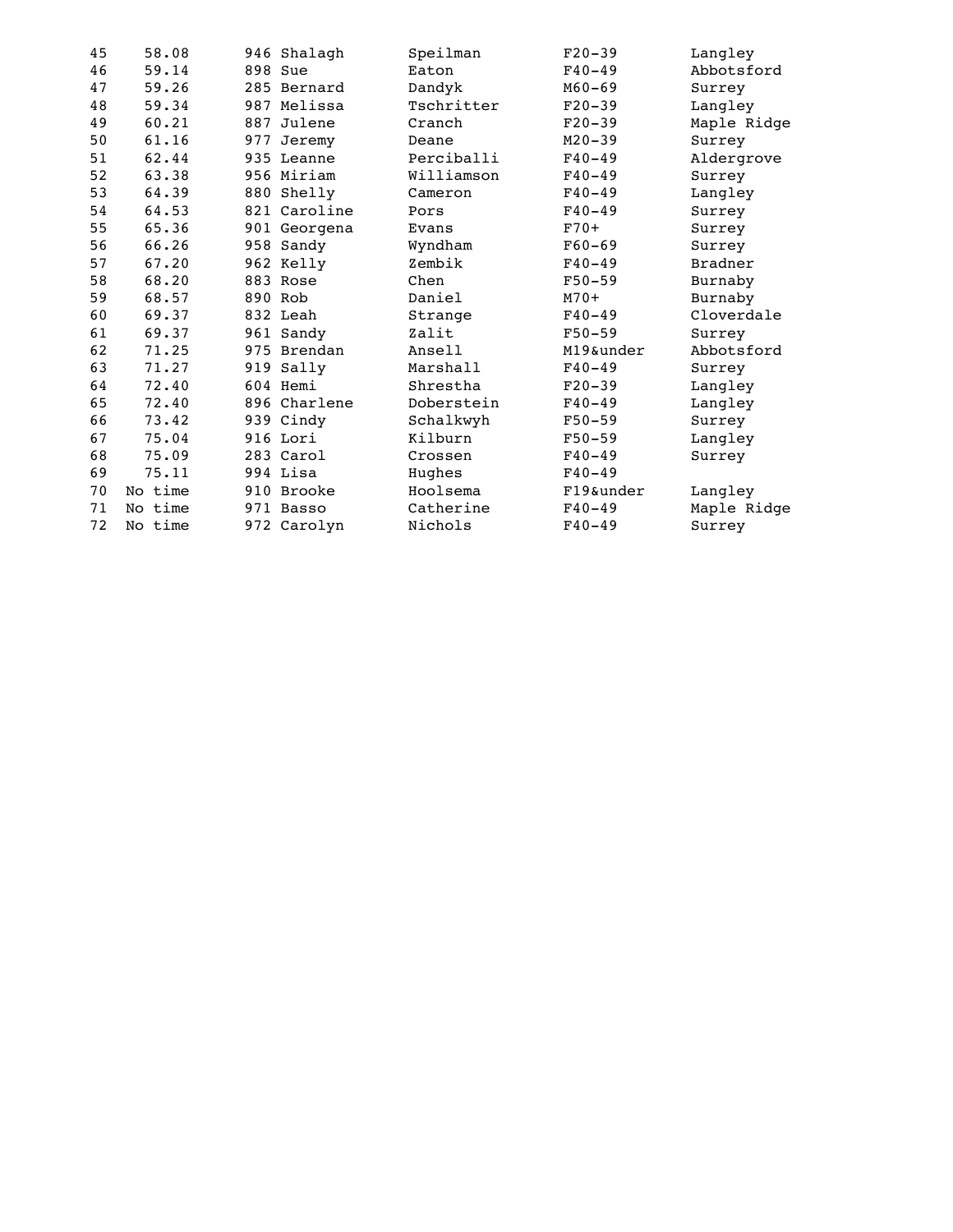| | | | | | | |
|---|---|---|---|---|---|---|
| 45 | 58.08 | 946 | Shalagh | Speilman | F20-39 | Langley |
| 46 | 59.14 | 898 | Sue | Eaton | F40-49 | Abbotsford |
| 47 | 59.26 | 285 | Bernard | Dandyk | M60-69 | Surrey |
| 48 | 59.34 | 987 | Melissa | Tschritter | F20-39 | Langley |
| 49 | 60.21 | 887 | Julene | Cranch | F20-39 | Maple Ridge |
| 50 | 61.16 | 977 | Jeremy | Deane | M20-39 | Surrey |
| 51 | 62.44 | 935 | Leanne | Perciballi | F40-49 | Aldergrove |
| 52 | 63.38 | 956 | Miriam | Williamson | F40-49 | Surrey |
| 53 | 64.39 | 880 | Shelly | Cameron | F40-49 | Langley |
| 54 | 64.53 | 821 | Caroline | Pors | F40-49 | Surrey |
| 55 | 65.36 | 901 | Georgena | Evans | F70+ | Surrey |
| 56 | 66.26 | 958 | Sandy | Wyndham | F60-69 | Surrey |
| 57 | 67.20 | 962 | Kelly | Zembik | F40-49 | Bradner |
| 58 | 68.20 | 883 | Rose | Chen | F50-59 | Burnaby |
| 59 | 68.57 | 890 | Rob | Daniel | M70+ | Burnaby |
| 60 | 69.37 | 832 | Leah | Strange | F40-49 | Cloverdale |
| 61 | 69.37 | 961 | Sandy | Zalit | F50-59 | Surrey |
| 62 | 71.25 | 975 | Brendan | Ansell | M19&under | Abbotsford |
| 63 | 71.27 | 919 | Sally | Marshall | F40-49 | Surrey |
| 64 | 72.40 | 604 | Hemi | Shrestha | F20-39 | Langley |
| 65 | 72.40 | 896 | Charlene | Doberstein | F40-49 | Langley |
| 66 | 73.42 | 939 | Cindy | Schalkwyh | F50-59 | Surrey |
| 67 | 75.04 | 916 | Lori | Kilburn | F50-59 | Langley |
| 68 | 75.09 | 283 | Carol | Crossen | F40-49 | Surrey |
| 69 | 75.11 | 994 | Lisa | Hughes | F40-49 | |
| 70 | No time | 910 | Brooke | Hoolsema | F19&under | Langley |
| 71 | No time | 971 | Basso | Catherine | F40-49 | Maple Ridge |
| 72 | No time | 972 | Carolyn | Nichols | F40-49 | Surrey |